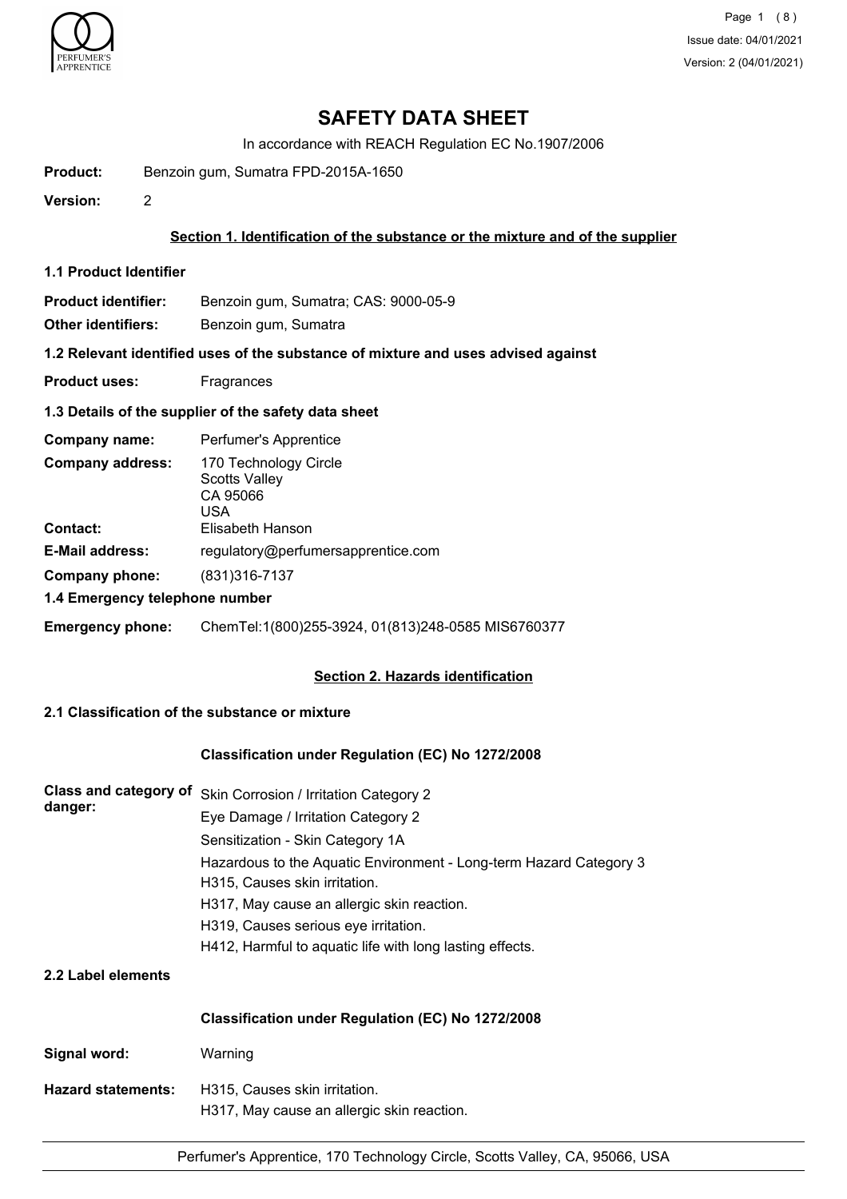# SAFETY DATA SHEET

In accordance with REACH Regulation EC No.1907/2006

**Product:** Benzoin gum, Sumatra FPD-2015A-1650

**Version:** 2

## Section 1. Identification of the substance or the mixture and of the supplier

### 1.1 Product Identifier

**Product identifier:** Benzoin gum, Sumatra; CAS: 9000-05-9

**Other identifiers:** Benzoin gum, Sumatra

### 1.2 Relevant identified uses of the substance of mixture and uses advised against

**Product uses:** Fragrances

### 1.3 Details of the supplier of the safety data sheet

**Company name:** Perfumer's Apprentice

**Company address:** 170 Technology Circle
Scotts Valley
CA 95066
USA

**Contact:** Elisabeth Hanson

**E-Mail address:** regulatory@perfumersapprentice.com

**Company phone:** (831)316-7137

### 1.4 Emergency telephone number

**Emergency phone:** ChemTel:1(800)255-3924, 01(813)248-0585 MIS6760377

## Section 2. Hazards identification

### 2.1 Classification of the substance or mixture

**Classification under Regulation (EC) No 1272/2008**

**Class and category of danger:**
Skin Corrosion / Irritation Category 2
Eye Damage / Irritation Category 2
Sensitization - Skin Category 1A
Hazardous to the Aquatic Environment - Long-term Hazard Category 3
H315, Causes skin irritation.
H317, May cause an allergic skin reaction.
H319, Causes serious eye irritation.
H412, Harmful to aquatic life with long lasting effects.

### 2.2 Label elements

**Classification under Regulation (EC) No 1272/2008**

**Signal word:** Warning

**Hazard statements:** H315, Causes skin irritation.
H317, May cause an allergic skin reaction.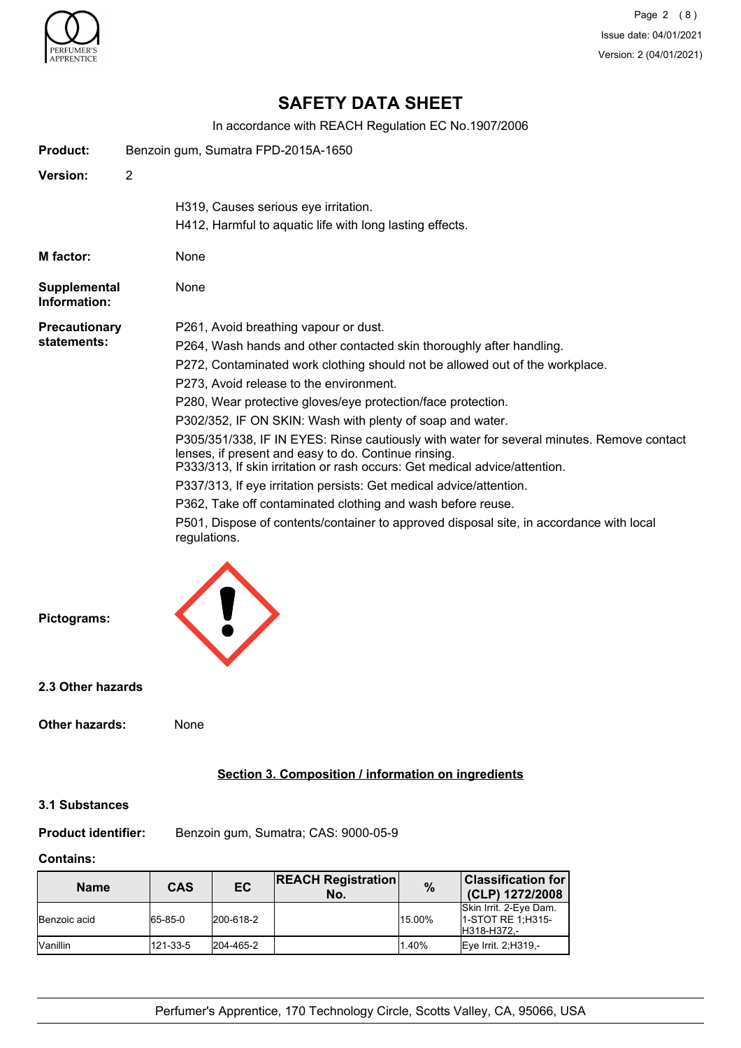# SAFETY DATA SHEET

In accordance with REACH Regulation EC No.1907/2006

**Product:** Benzoin gum, Sumatra FPD-2015A-1650

**Version:** 2

H319, Causes serious eye irritation.
H412, Harmful to aquatic life with long lasting effects.

**M factor:** None

**Supplemental Information:** None

**Precautionary statements:**

P261, Avoid breathing vapour or dust.

P264, Wash hands and other contacted skin thoroughly after handling.

P272, Contaminated work clothing should not be allowed out of the workplace.

P273, Avoid release to the environment.

P280, Wear protective gloves/eye protection/face protection.

P302/352, IF ON SKIN: Wash with plenty of soap and water.

P305/351/338, IF IN EYES: Rinse cautiously with water for several minutes. Remove contact lenses, if present and easy to do. Continue rinsing.
P333/313, If skin irritation or rash occurs: Get medical advice/attention.

P337/313, If eye irritation persists: Get medical advice/attention.

P362, Take off contaminated clothing and wash before reuse.

P501, Dispose of contents/container to approved disposal site, in accordance with local regulations.

**Pictograms:**

### 2.3 Other hazards

**Other hazards:** None

## Section 3. Composition / information on ingredients

### 3.1 Substances

**Product identifier:** Benzoin gum, Sumatra; CAS: 9000-05-9

**Contains:**

| Name | CAS | EC | REACH Registration No. | % | Classification for (CLP) 1272/2008 |
|---|---|---|---|---|---|
| Benzoic acid | 65-85-0 | 200-618-2 | | 15.00% | Skin Irrit. 2-Eye Dam. 1-STOT RE 1;H315-H318-H372,- |
| Vanillin | 121-33-5 | 204-465-2 | | 1.40% | Eye Irrit. 2;H319,- |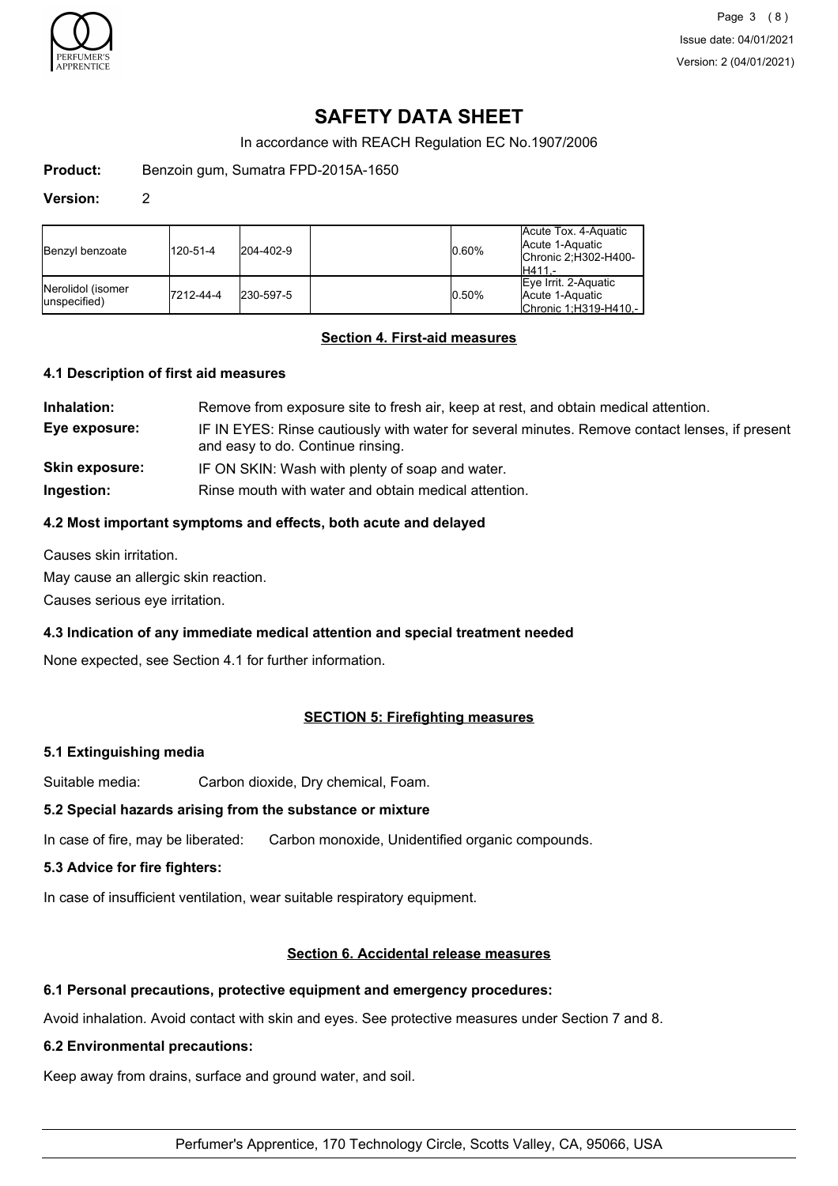# SAFETY DATA SHEET

In accordance with REACH Regulation EC No.1907/2006

**Product:** Benzoin gum, Sumatra FPD-2015A-1650

**Version:** 2

| | | | | | |
|---|---|---|---|---|---|
| Benzyl benzoate | 120-51-4 | 204-402-9 | | 0.60% | Acute Tox. 4-Aquatic Acute 1-Aquatic Chronic 2;H302-H400-H411,- |
| Nerolidol (isomer unspecified) | 7212-44-4 | 230-597-5 | | 0.50% | Eye Irrit. 2-Aquatic Acute 1-Aquatic Chronic 1;H319-H410,- |

## Section 4. First-aid measures

### 4.1 Description of first aid measures

**Inhalation:** Remove from exposure site to fresh air, keep at rest, and obtain medical attention.

**Eye exposure:** IF IN EYES: Rinse cautiously with water for several minutes. Remove contact lenses, if present and easy to do. Continue rinsing.

**Skin exposure:** IF ON SKIN: Wash with plenty of soap and water.

**Ingestion:** Rinse mouth with water and obtain medical attention.

### 4.2 Most important symptoms and effects, both acute and delayed

Causes skin irritation.

May cause an allergic skin reaction.

Causes serious eye irritation.

### 4.3 Indication of any immediate medical attention and special treatment needed

None expected, see Section 4.1 for further information.

## SECTION 5: Firefighting measures

### 5.1 Extinguishing media

Suitable media: Carbon dioxide, Dry chemical, Foam.

### 5.2 Special hazards arising from the substance or mixture

In case of fire, may be liberated: Carbon monoxide, Unidentified organic compounds.

### 5.3 Advice for fire fighters:

In case of insufficient ventilation, wear suitable respiratory equipment.

## Section 6. Accidental release measures

### 6.1 Personal precautions, protective equipment and emergency procedures:

Avoid inhalation. Avoid contact with skin and eyes. See protective measures under Section 7 and 8.

### 6.2 Environmental precautions:

Keep away from drains, surface and ground water, and soil.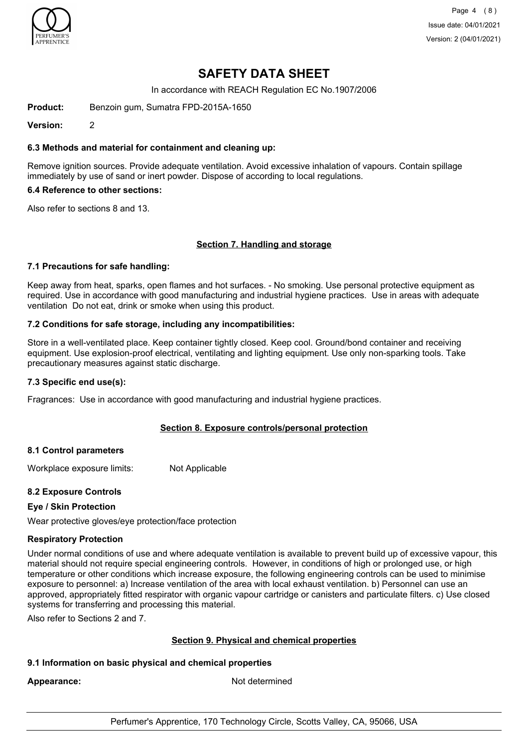# SAFETY DATA SHEET

In accordance with REACH Regulation EC No.1907/2006

**Product:** Benzoin gum, Sumatra FPD-2015A-1650

**Version:** 2

### 6.3 Methods and material for containment and cleaning up:

Remove ignition sources. Provide adequate ventilation. Avoid excessive inhalation of vapours. Contain spillage immediately by use of sand or inert powder. Dispose of according to local regulations.

### 6.4 Reference to other sections:

Also refer to sections 8 and 13.

## Section 7. Handling and storage

### 7.1 Precautions for safe handling:

Keep away from heat, sparks, open flames and hot surfaces. - No smoking. Use personal protective equipment as required. Use in accordance with good manufacturing and industrial hygiene practices. Use in areas with adequate ventilation Do not eat, drink or smoke when using this product.

### 7.2 Conditions for safe storage, including any incompatibilities:

Store in a well-ventilated place. Keep container tightly closed. Keep cool. Ground/bond container and receiving equipment. Use explosion-proof electrical, ventilating and lighting equipment. Use only non-sparking tools. Take precautionary measures against static discharge.

### 7.3 Specific end use(s):

Fragrances: Use in accordance with good manufacturing and industrial hygiene practices.

## Section 8. Exposure controls/personal protection

### 8.1 Control parameters

Workplace exposure limits: Not Applicable

### 8.2 Exposure Controls

**Eye / Skin Protection**

Wear protective gloves/eye protection/face protection

**Respiratory Protection**

Under normal conditions of use and where adequate ventilation is available to prevent build up of excessive vapour, this material should not require special engineering controls. However, in conditions of high or prolonged use, or high temperature or other conditions which increase exposure, the following engineering controls can be used to minimise exposure to personnel: a) Increase ventilation of the area with local exhaust ventilation. b) Personnel can use an approved, appropriately fitted respirator with organic vapour cartridge or canisters and particulate filters. c) Use closed systems for transferring and processing this material.

Also refer to Sections 2 and 7.

## Section 9. Physical and chemical properties

### 9.1 Information on basic physical and chemical properties

**Appearance:** Not determined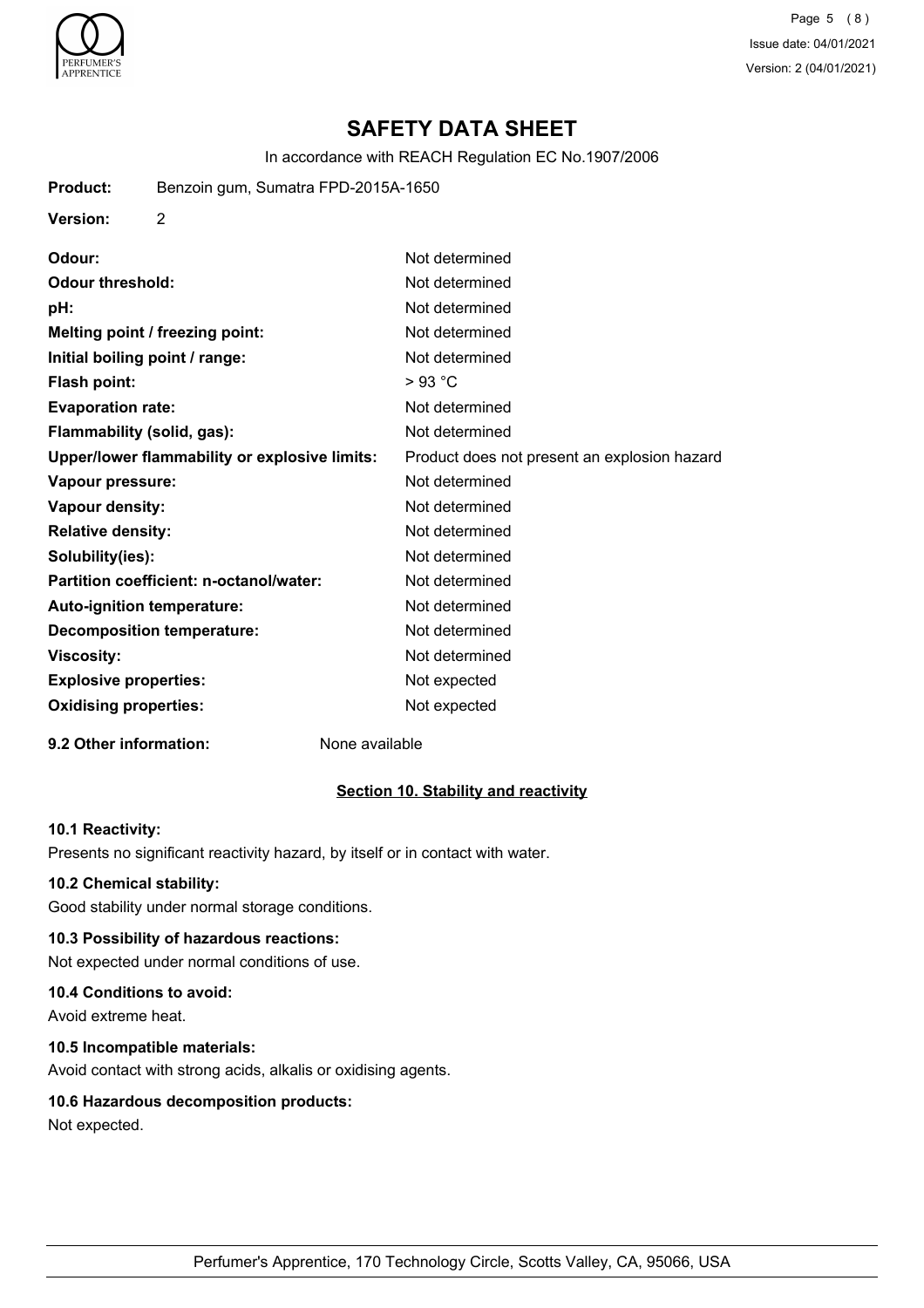# SAFETY DATA SHEET

In accordance with REACH Regulation EC No.1907/2006

**Product:** Benzoin gum, Sumatra FPD-2015A-1650

**Version:** 2

| | |
|---|---|
| **Odour:** | Not determined |
| **Odour threshold:** | Not determined |
| **pH:** | Not determined |
| **Melting point / freezing point:** | Not determined |
| **Initial boiling point / range:** | Not determined |
| **Flash point:** | > 93 °C |
| **Evaporation rate:** | Not determined |
| **Flammability (solid, gas):** | Not determined |
| **Upper/lower flammability or explosive limits:** | Product does not present an explosion hazard |
| **Vapour pressure:** | Not determined |
| **Vapour density:** | Not determined |
| **Relative density:** | Not determined |
| **Solubility(ies):** | Not determined |
| **Partition coefficient: n-octanol/water:** | Not determined |
| **Auto-ignition temperature:** | Not determined |
| **Decomposition temperature:** | Not determined |
| **Viscosity:** | Not determined |
| **Explosive properties:** | Not expected |
| **Oxidising properties:** | Not expected |

**9.2 Other information:** None available

## Section 10. Stability and reactivity

**10.1 Reactivity:**

Presents no significant reactivity hazard, by itself or in contact with water.

**10.2 Chemical stability:**

Good stability under normal storage conditions.

**10.3 Possibility of hazardous reactions:**

Not expected under normal conditions of use.

**10.4 Conditions to avoid:**

Avoid extreme heat.

**10.5 Incompatible materials:**

Avoid contact with strong acids, alkalis or oxidising agents.

**10.6 Hazardous decomposition products:**

Not expected.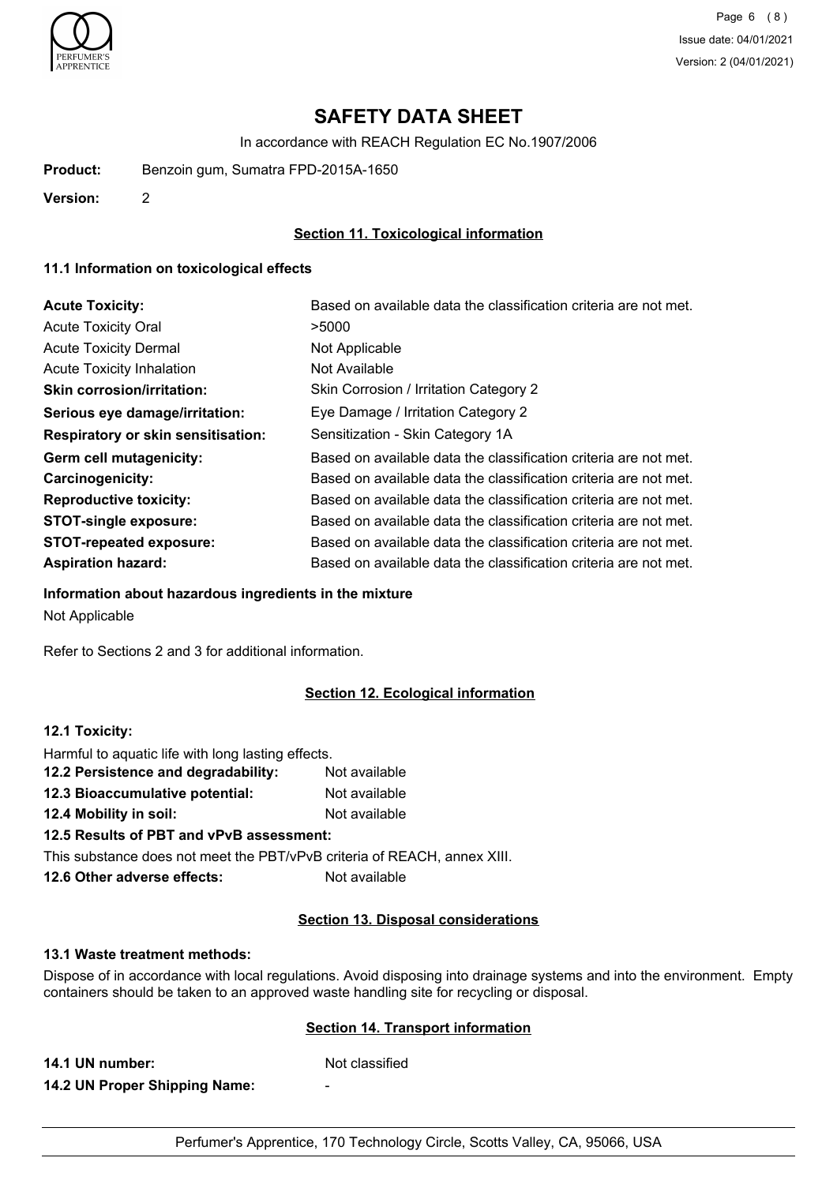# SAFETY DATA SHEET

In accordance with REACH Regulation EC No.1907/2006

**Product:** Benzoin gum, Sumatra FPD-2015A-1650

**Version:** 2

## Section 11. Toxicological information

### 11.1 Information on toxicological effects

| | |
|---|---|
| **Acute Toxicity:** | Based on available data the classification criteria are not met. |
| Acute Toxicity Oral | >5000 |
| Acute Toxicity Dermal | Not Applicable |
| Acute Toxicity Inhalation | Not Available |
| **Skin corrosion/irritation:** | Skin Corrosion / Irritation Category 2 |
| **Serious eye damage/irritation:** | Eye Damage / Irritation Category 2 |
| **Respiratory or skin sensitisation:** | Sensitization - Skin Category 1A |
| **Germ cell mutagenicity:** | Based on available data the classification criteria are not met. |
| **Carcinogenicity:** | Based on available data the classification criteria are not met. |
| **Reproductive toxicity:** | Based on available data the classification criteria are not met. |
| **STOT-single exposure:** | Based on available data the classification criteria are not met. |
| **STOT-repeated exposure:** | Based on available data the classification criteria are not met. |
| **Aspiration hazard:** | Based on available data the classification criteria are not met. |

**Information about hazardous ingredients in the mixture**

Not Applicable

Refer to Sections 2 and 3 for additional information.

## Section 12. Ecological information

**12.1 Toxicity:**

Harmful to aquatic life with long lasting effects.

**12.2 Persistence and degradability:** Not available

**12.3 Bioaccumulative potential:** Not available

**12.4 Mobility in soil:** Not available

**12.5 Results of PBT and vPvB assessment:**

This substance does not meet the PBT/vPvB criteria of REACH, annex XIII.

**12.6 Other adverse effects:** Not available

## Section 13. Disposal considerations

**13.1 Waste treatment methods:**

Dispose of in accordance with local regulations. Avoid disposing into drainage systems and into the environment. Empty containers should be taken to an approved waste handling site for recycling or disposal.

## Section 14. Transport information

**14.1 UN number:** Not classified

**14.2 UN Proper Shipping Name:** -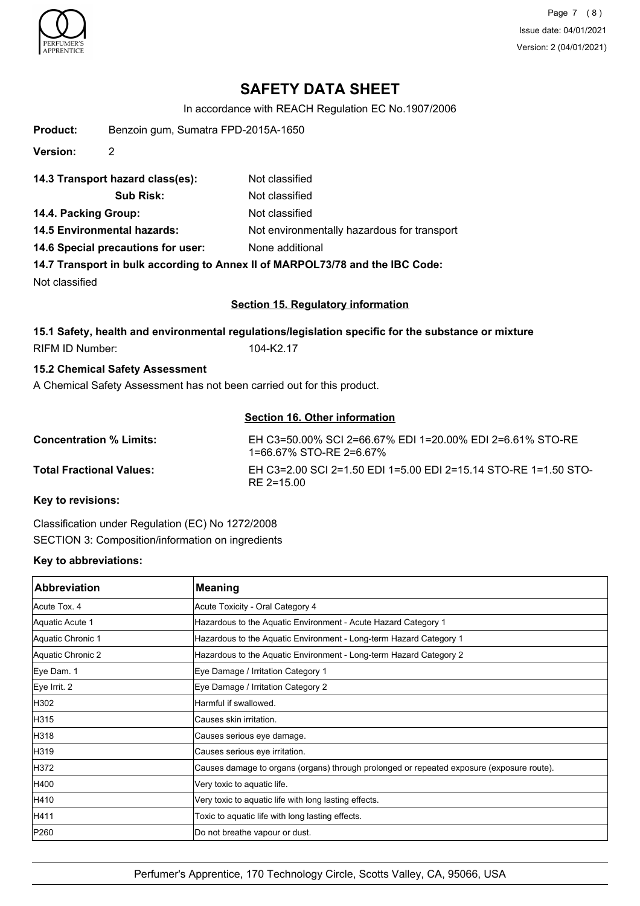# SAFETY DATA SHEET

In accordance with REACH Regulation EC No.1907/2006

**Product:** Benzoin gum, Sumatra FPD-2015A-1650

**Version:** 2

**14.3 Transport hazard class(es):** Not classified

**Sub Risk:** Not classified

**14.4. Packing Group:** Not classified

**14.5 Environmental hazards:** Not environmentally hazardous for transport

**14.6 Special precautions for user:** None additional

**14.7 Transport in bulk according to Annex II of MARPOL73/78 and the IBC Code:**

Not classified

## Section 15. Regulatory information

**15.1 Safety, health and environmental regulations/legislation specific for the substance or mixture**

RIFM ID Number: 104-K2.17

**15.2 Chemical Safety Assessment**

A Chemical Safety Assessment has not been carried out for this product.

## Section 16. Other information

**Concentration % Limits:** EH C3=50.00% SCI 2=66.67% EDI 1=20.00% EDI 2=6.61% STO-RE 1=66.67% STO-RE 2=6.67%

**Total Fractional Values:** EH C3=2.00 SCI 2=1.50 EDI 1=5.00 EDI 2=15.14 STO-RE 1=1.50 STO-RE 2=15.00

**Key to revisions:**

Classification under Regulation (EC) No 1272/2008

SECTION 3: Composition/information on ingredients

**Key to abbreviations:**

| Abbreviation | Meaning |
|---|---|
| Acute Tox. 4 | Acute Toxicity - Oral Category 4 |
| Aquatic Acute 1 | Hazardous to the Aquatic Environment - Acute Hazard Category 1 |
| Aquatic Chronic 1 | Hazardous to the Aquatic Environment - Long-term Hazard Category 1 |
| Aquatic Chronic 2 | Hazardous to the Aquatic Environment - Long-term Hazard Category 2 |
| Eye Dam. 1 | Eye Damage / Irritation Category 1 |
| Eye Irrit. 2 | Eye Damage / Irritation Category 2 |
| H302 | Harmful if swallowed. |
| H315 | Causes skin irritation. |
| H318 | Causes serious eye damage. |
| H319 | Causes serious eye irritation. |
| H372 | Causes damage to organs (organs) through prolonged or repeated exposure (exposure route). |
| H400 | Very toxic to aquatic life. |
| H410 | Very toxic to aquatic life with long lasting effects. |
| H411 | Toxic to aquatic life with long lasting effects. |
| P260 | Do not breathe vapour or dust. |

Perfumer's Apprentice, 170 Technology Circle, Scotts Valley, CA, 95066, USA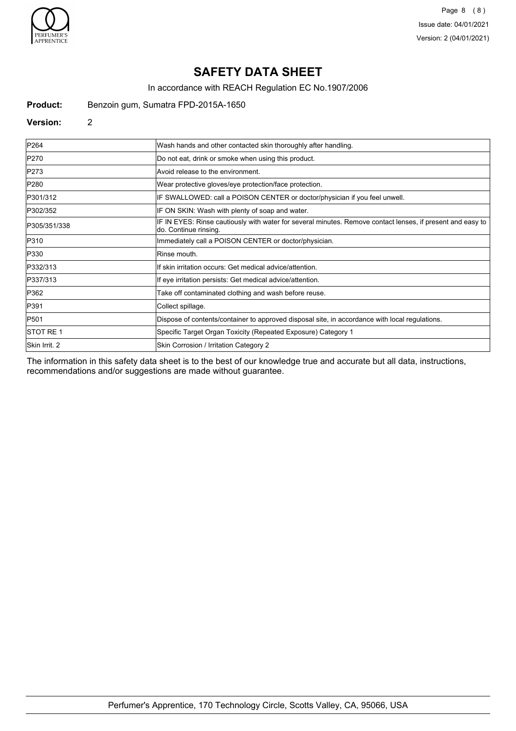# SAFETY DATA SHEET

In accordance with REACH Regulation EC No.1907/2006

**Product:** Benzoin gum, Sumatra FPD-2015A-1650

**Version:** 2

| | |
|---|---|
| P264 | Wash hands and other contacted skin thoroughly after handling. |
| P270 | Do not eat, drink or smoke when using this product. |
| P273 | Avoid release to the environment. |
| P280 | Wear protective gloves/eye protection/face protection. |
| P301/312 | IF SWALLOWED: call a POISON CENTER or doctor/physician if you feel unwell. |
| P302/352 | IF ON SKIN: Wash with plenty of soap and water. |
| P305/351/338 | IF IN EYES: Rinse cautiously with water for several minutes. Remove contact lenses, if present and easy to do. Continue rinsing. |
| P310 | Immediately call a POISON CENTER or doctor/physician. |
| P330 | Rinse mouth. |
| P332/313 | If skin irritation occurs: Get medical advice/attention. |
| P337/313 | If eye irritation persists: Get medical advice/attention. |
| P362 | Take off contaminated clothing and wash before reuse. |
| P391 | Collect spillage. |
| P501 | Dispose of contents/container to approved disposal site, in accordance with local regulations. |
| STOT RE 1 | Specific Target Organ Toxicity (Repeated Exposure) Category 1 |
| Skin Irrit. 2 | Skin Corrosion / Irritation Category 2 |

The information in this safety data sheet is to the best of our knowledge true and accurate but all data, instructions, recommendations and/or suggestions are made without guarantee.